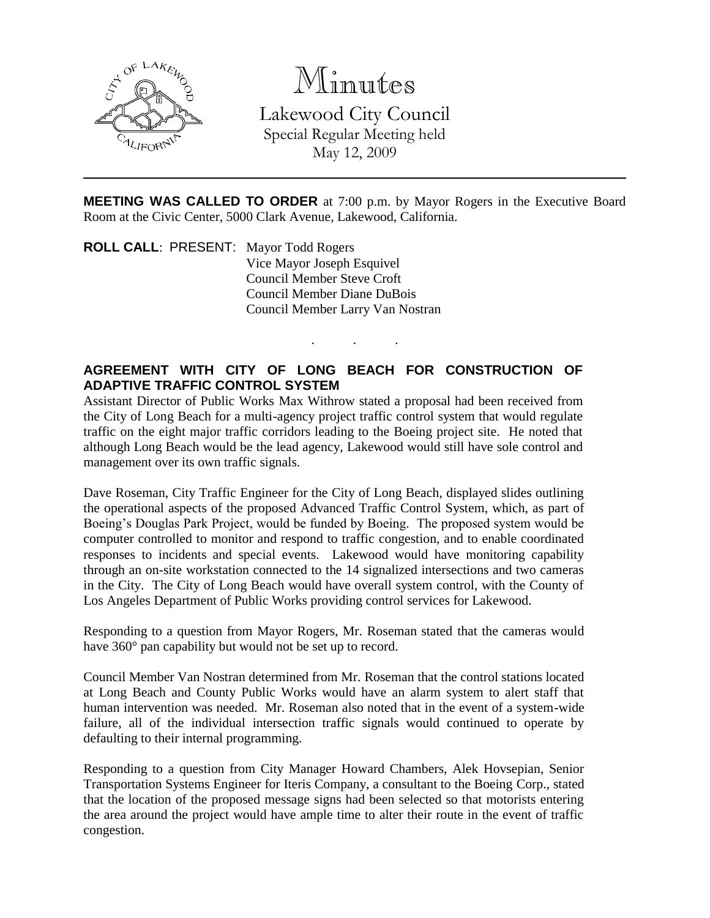# Minutes

Lakewood City Council
Special Regular Meeting held
May 12, 2009

**MEETING WAS CALLED TO ORDER** at 7:00 p.m. by Mayor Rogers in the Executive Board Room at the Civic Center, 5000 Clark Avenue, Lakewood, California.

**ROLL CALL**: PRESENT: Mayor Todd Rogers
Vice Mayor Joseph Esquivel
Council Member Steve Croft
Council Member Diane DuBois
Council Member Larry Van Nostran

. . .

**AGREEMENT WITH CITY OF LONG BEACH FOR CONSTRUCTION OF ADAPTIVE TRAFFIC CONTROL SYSTEM**

Assistant Director of Public Works Max Withrow stated a proposal had been received from the City of Long Beach for a multi-agency project traffic control system that would regulate traffic on the eight major traffic corridors leading to the Boeing project site. He noted that although Long Beach would be the lead agency, Lakewood would still have sole control and management over its own traffic signals.

Dave Roseman, City Traffic Engineer for the City of Long Beach, displayed slides outlining the operational aspects of the proposed Advanced Traffic Control System, which, as part of Boeing's Douglas Park Project, would be funded by Boeing. The proposed system would be computer controlled to monitor and respond to traffic congestion, and to enable coordinated responses to incidents and special events. Lakewood would have monitoring capability through an on-site workstation connected to the 14 signalized intersections and two cameras in the City. The City of Long Beach would have overall system control, with the County of Los Angeles Department of Public Works providing control services for Lakewood.

Responding to a question from Mayor Rogers, Mr. Roseman stated that the cameras would have 360° pan capability but would not be set up to record.

Council Member Van Nostran determined from Mr. Roseman that the control stations located at Long Beach and County Public Works would have an alarm system to alert staff that human intervention was needed. Mr. Roseman also noted that in the event of a system-wide failure, all of the individual intersection traffic signals would continued to operate by defaulting to their internal programming.

Responding to a question from City Manager Howard Chambers, Alek Hovsepian, Senior Transportation Systems Engineer for Iteris Company, a consultant to the Boeing Corp., stated that the location of the proposed message signs had been selected so that motorists entering the area around the project would have ample time to alter their route in the event of traffic congestion.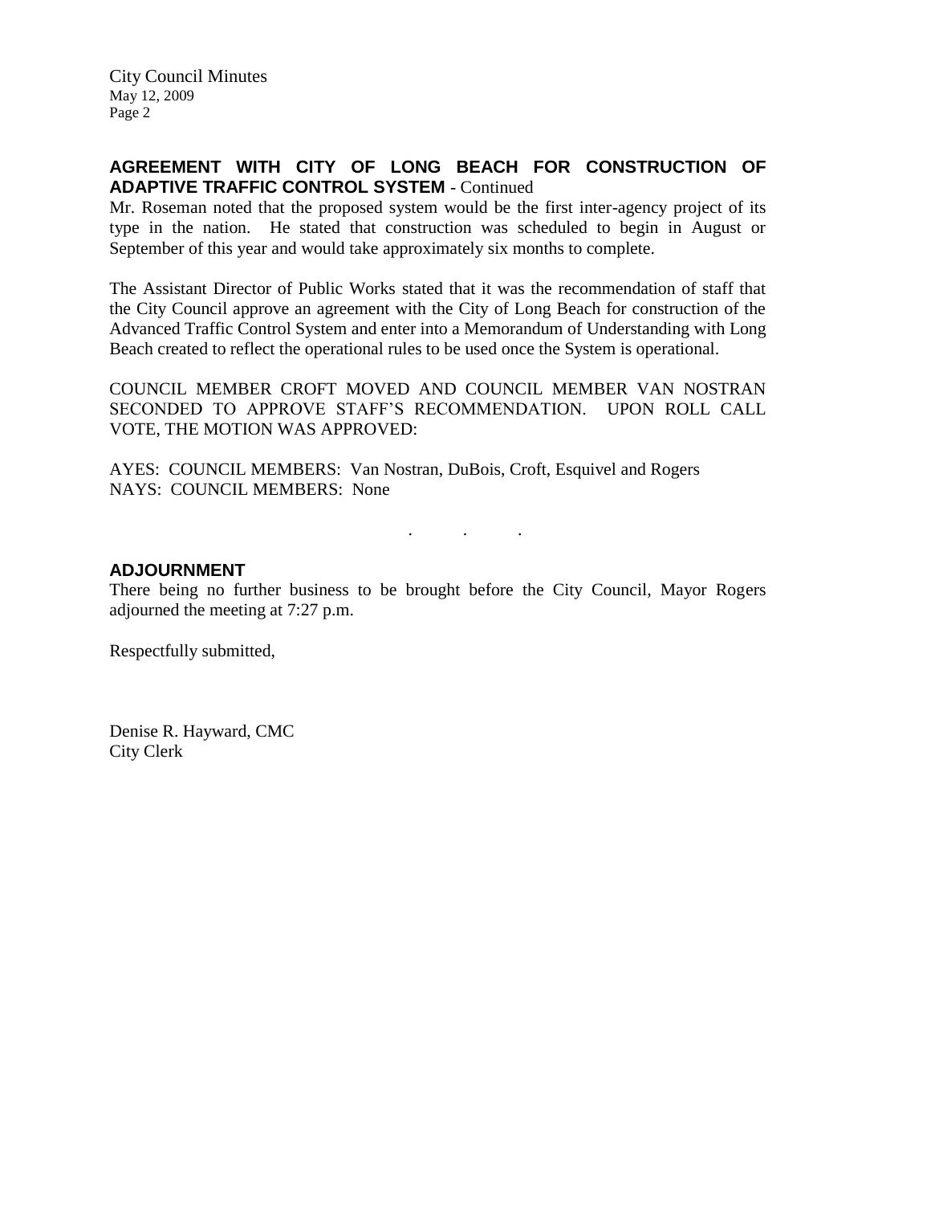**AGREEMENT WITH CITY OF LONG BEACH FOR CONSTRUCTION OF ADAPTIVE TRAFFIC CONTROL SYSTEM** - Continued

Mr. Roseman noted that the proposed system would be the first inter-agency project of its type in the nation. He stated that construction was scheduled to begin in August or September of this year and would take approximately six months to complete.

The Assistant Director of Public Works stated that it was the recommendation of staff that the City Council approve an agreement with the City of Long Beach for construction of the Advanced Traffic Control System and enter into a Memorandum of Understanding with Long Beach created to reflect the operational rules to be used once the System is operational.

COUNCIL MEMBER CROFT MOVED AND COUNCIL MEMBER VAN NOSTRAN SECONDED TO APPROVE STAFF'S RECOMMENDATION. UPON ROLL CALL VOTE, THE MOTION WAS APPROVED:

AYES: COUNCIL MEMBERS: Van Nostran, DuBois, Croft, Esquivel and Rogers
NAYS: COUNCIL MEMBERS: None

. . .

**ADJOURNMENT**

There being no further business to be brought before the City Council, Mayor Rogers adjourned the meeting at 7:27 p.m.

Respectfully submitted,

Denise R. Hayward, CMC
City Clerk